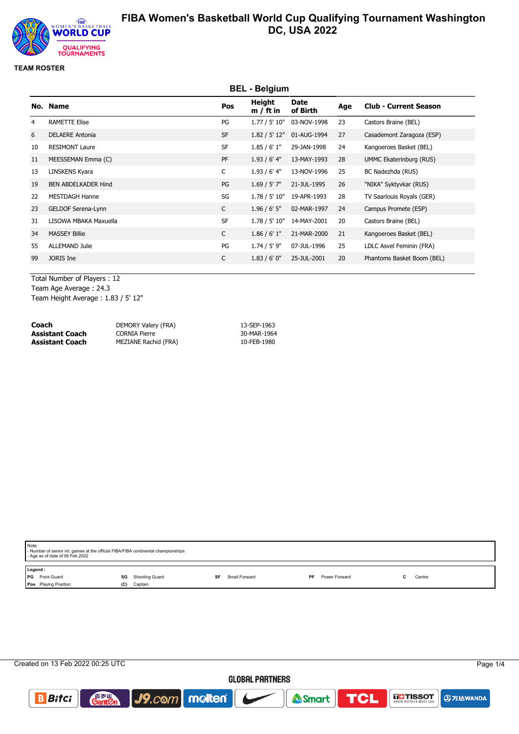# FIBA Women's Basketball World Cup Qualifying Tournament Washington DC, USA 2022

## TEAM ROSTER

### BEL - Belgium

| No. | Name | Pos | Height m / ft in | Date of Birth | Age | Club - Current Season |
|---|---|---|---|---|---|---|
| 4 | RAMETTE Elise | PG | 1.77 / 5' 10" | 03-NOV-1998 | 23 | Castors Braine (BEL) |
| 6 | DELAERE Antonia | SF | 1.82 / 5' 12" | 01-AUG-1994 | 27 | Casademont Zaragoza (ESP) |
| 10 | RESIMONT Laure | SF | 1.85 / 6' 1" | 29-JAN-1998 | 24 | Kangoeroes Basket (BEL) |
| 11 | MEESSEMAN Emma (C) | PF | 1.93 / 6' 4" | 13-MAY-1993 | 28 | UMMC Ekaterinburg (RUS) |
| 13 | LINSKENS Kyara | C | 1.93 / 6' 4" | 13-NOV-1996 | 25 | BC Nadezhda (RUS) |
| 19 | BEN ABDELKADER Hind | PG | 1.69 / 5' 7" | 21-JUL-1995 | 26 | "NIKA" Syktyvkar (RUS) |
| 22 | MESTDAGH Hanne | SG | 1.78 / 5' 10" | 19-APR-1993 | 28 | TV Saarlouis Royals (GER) |
| 23 | GELDOF Serena-Lynn | C | 1.96 / 6' 5" | 02-MAR-1997 | 24 | Campus Promete (ESP) |
| 31 | LISOWA MBAKA Maxuella | SF | 1.78 / 5' 10" | 14-MAY-2001 | 20 | Castors Braine (BEL) |
| 34 | MASSEY Billie | C | 1.86 / 6' 1" | 21-MAR-2000 | 21 | Kangoeroes Basket (BEL) |
| 55 | ALLEMAND Julie | PG | 1.74 / 5' 9" | 07-JUL-1996 | 25 | LDLC Asvel Feminin (FRA) |
| 99 | JORIS Ine | C | 1.83 / 6' 0" | 25-JUL-2001 | 20 | Phantoms Basket Boom (BEL) |

Total Number of Players : 12
Team Age Average : 24.3
Team Height Average : 1.83 / 5' 12"

| | | |
|---|---|---|
| **Coach** | DEMORY Valery (FRA) | 13-SEP-1963 |
| **Assistant Coach** | CORNIA Pierre | 30-MAR-1964 |
| **Assistant Coach** | MEZIANE Rachid (FRA) | 10-FEB-1980 |

Note:
- Number of senior int. games at the official FIBA/FIBA continental championships
- Age as of date of 08 Feb 2022

**Legend :**

| | | | | | | | | | |
|---|---|---|---|---|---|---|---|---|---|
| **PG** | Point Guard | **SG** | Shooting Guard | **SF** | Small Forward | **PF** | Power Forward | **C** | Centre |
| **Pos** | Playing Position | **(C)** | Captain | | | | | | |

Created on 13 Feb 2022 00:25 UTC

GLOBAL PARTNERS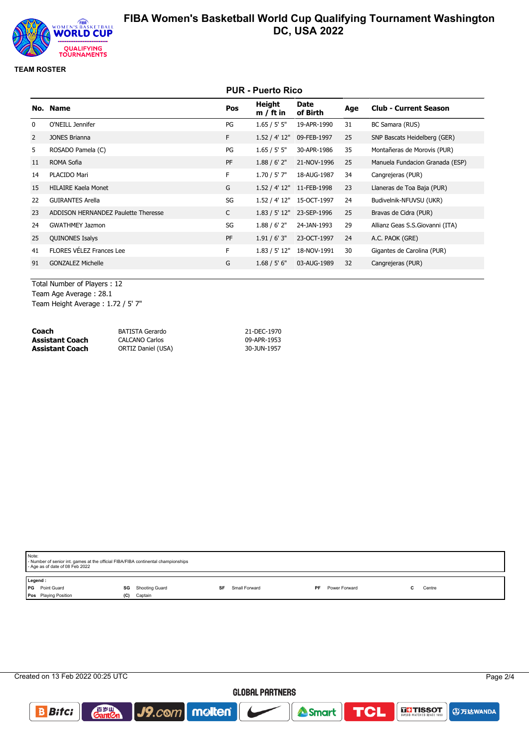# FIBA Women's Basketball World Cup Qualifying Tournament Washington DC, USA 2022

## TEAM ROSTER

### PUR - Puerto Rico

| No. | Name | Pos | Height m / ft in | Date of Birth | Age | Club - Current Season |
|---|---|---|---|---|---|---|
| 0 | O'NEILL Jennifer | PG | 1.65 / 5' 5" | 19-APR-1990 | 31 | BC Samara (RUS) |
| 2 | JONES Brianna | F | 1.52 / 4' 12" | 09-FEB-1997 | 25 | SNP Bascats Heidelberg (GER) |
| 5 | ROSADO Pamela (C) | PG | 1.65 / 5' 5" | 30-APR-1986 | 35 | Montañeras de Morovis (PUR) |
| 11 | ROMA Sofia | PF | 1.88 / 6' 2" | 21-NOV-1996 | 25 | Manuela Fundacion Granada (ESP) |
| 14 | PLACIDO Mari | F | 1.70 / 5' 7" | 18-AUG-1987 | 34 | Cangrejeras (PUR) |
| 15 | HILAIRE Kaela Monet | G | 1.52 / 4' 12" | 11-FEB-1998 | 23 | Llaneras de Toa Baja (PUR) |
| 22 | GUIRANTES Arella | SG | 1.52 / 4' 12" | 15-OCT-1997 | 24 | Budivelnik-NFUVSU (UKR) |
| 23 | ADDISON HERNANDEZ Paulette Therese | C | 1.83 / 5' 12" | 23-SEP-1996 | 25 | Bravas de Cidra (PUR) |
| 24 | GWATHMEY Jazmon | SG | 1.88 / 6' 2" | 24-JAN-1993 | 29 | Allianz Geas S.S.Giovanni (ITA) |
| 25 | QUINONES Isalys | PF | 1.91 / 6' 3" | 23-OCT-1997 | 24 | A.C. PAOK (GRE) |
| 41 | FLORES VÉLEZ Frances Lee | F | 1.83 / 5' 12" | 18-NOV-1991 | 30 | Gigantes de Carolina (PUR) |
| 91 | GONZALEZ Michelle | G | 1.68 / 5' 6" | 03-AUG-1989 | 32 | Cangrejeras (PUR) |

Total Number of Players : 12
Team Age Average : 28.1
Team Height Average : 1.72 / 5' 7"

| | | |
|---|---|---|
| **Coach** | BATISTA Gerardo | 21-DEC-1970 |
| **Assistant Coach** | CALCANO Carlos | 09-APR-1953 |
| **Assistant Coach** | ORTIZ Daniel (USA) | 30-JUN-1957 |

Note:
- Number of senior int. games at the official FIBA/FIBA continental championships
- Age as of date of 08 Feb 2022

**Legend :**
- **PG** Point Guard
- **SG** Shooting Guard
- **SF** Small Forward
- **PF** Power Forward
- **C** Centre
- **Pos** Playing Position
- **(C)** Captain

Created on 13 Feb 2022 00:25 UTC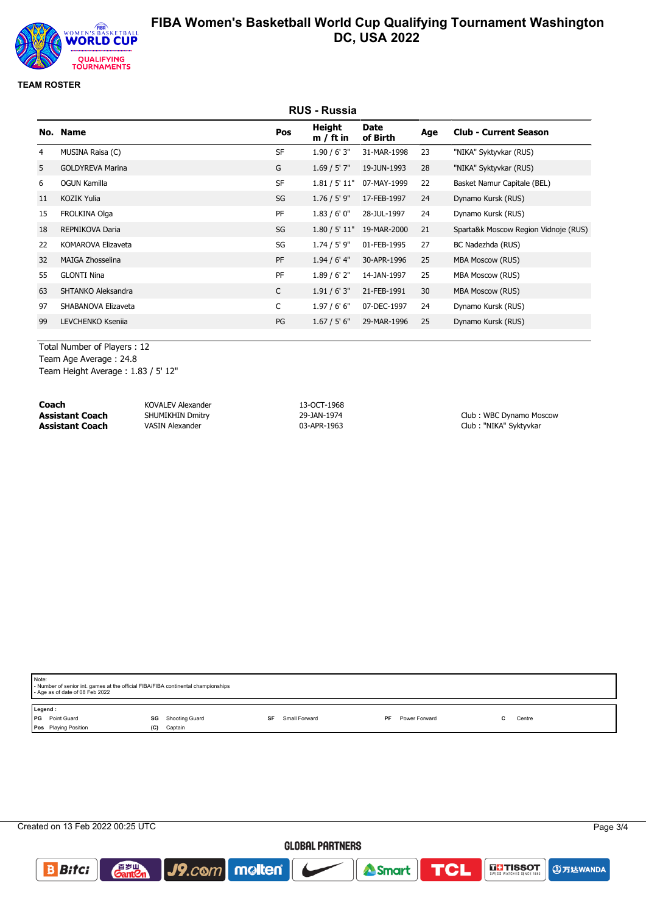# FIBA Women's Basketball World Cup Qualifying Tournament Washington DC, USA 2022

**TEAM ROSTER**

## RUS - Russia

| No. | Name | Pos | Height m / ft in | Date of Birth | Age | Club - Current Season |
|---|---|---|---|---|---|---|
| 4 | MUSINA Raisa (C) | SF | 1.90 / 6' 3" | 31-MAR-1998 | 23 | "NIKA" Syktyvkar (RUS) |
| 5 | GOLDYREVA Marina | G | 1.69 / 5' 7" | 19-JUN-1993 | 28 | "NIKA" Syktyvkar (RUS) |
| 6 | OGUN Kamilla | SF | 1.81 / 5' 11" | 07-MAY-1999 | 22 | Basket Namur Capitale (BEL) |
| 11 | KOZIK Yulia | SG | 1.76 / 5' 9" | 17-FEB-1997 | 24 | Dynamo Kursk (RUS) |
| 15 | FROLKINA Olga | PF | 1.83 / 6' 0" | 28-JUL-1997 | 24 | Dynamo Kursk (RUS) |
| 18 | REPNIKOVA Daria | SG | 1.80 / 5' 11" | 19-MAR-2000 | 21 | Sparta&k Moscow Region Vidnoje (RUS) |
| 22 | KOMAROVA Elizaveta | SG | 1.74 / 5' 9" | 01-FEB-1995 | 27 | BC Nadezhda (RUS) |
| 32 | MAIGA Zhosselina | PF | 1.94 / 6' 4" | 30-APR-1996 | 25 | MBA Moscow (RUS) |
| 55 | GLONTI Nina | PF | 1.89 / 6' 2" | 14-JAN-1997 | 25 | MBA Moscow (RUS) |
| 63 | SHTANKO Aleksandra | C | 1.91 / 6' 3" | 21-FEB-1991 | 30 | MBA Moscow (RUS) |
| 97 | SHABANOVA Elizaveta | C | 1.97 / 6' 6" | 07-DEC-1997 | 24 | Dynamo Kursk (RUS) |
| 99 | LEVCHENKO Kseniia | PG | 1.67 / 5' 6" | 29-MAR-1996 | 25 | Dynamo Kursk (RUS) |

Total Number of Players : 12
Team Age Average : 24.8
Team Height Average : 1.83 / 5' 12"

| | | | |
|---|---|---|---|
| **Coach** | KOVALEV Alexander | 13-OCT-1968 | |
| **Assistant Coach** | SHUMIKHIN Dmitry | 29-JAN-1974 | Club : WBC Dynamo Moscow |
| **Assistant Coach** | VASIN Alexander | 03-APR-1963 | Club : "NIKA" Syktyvkar |

Note:
- Number of senior int. games at the official FIBA/FIBA continental championships
- Age as of date of 08 Feb 2022

**Legend :**

| | | | | | | | | | |
|---|---|---|---|---|---|---|---|---|---|
| PG | Point Guard | SG | Shooting Guard | SF | Small Forward | PF | Power Forward | C | Centre |
| Pos | Playing Position | (C) | Captain | | | | | | |

Created on 13 Feb 2022 00:25 UTC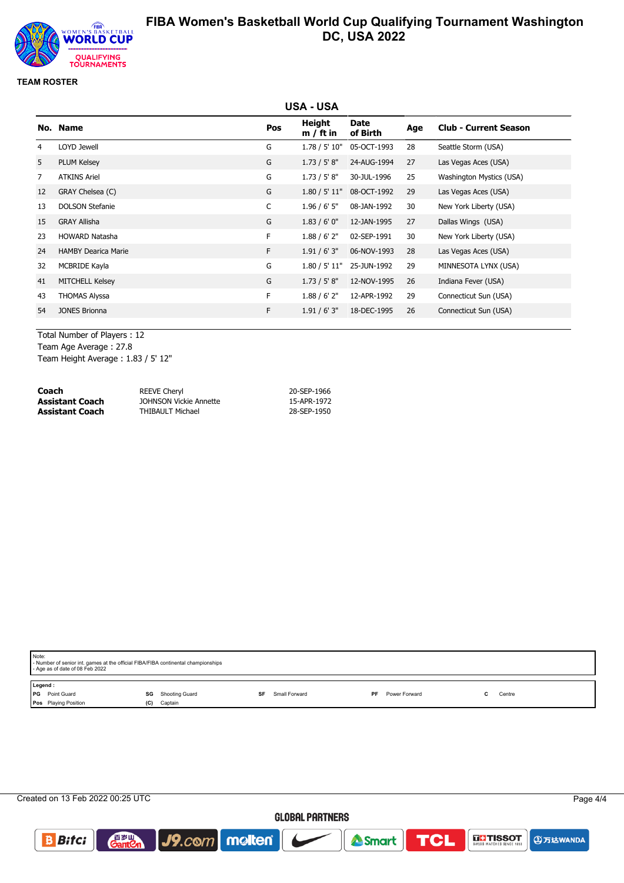# FIBA Women's Basketball World Cup Qualifying Tournament Washington DC, USA 2022

**TEAM ROSTER**

## USA - USA

| No. | Name | Pos | Height m / ft in | Date of Birth | Age | Club - Current Season |
|---|---|---|---|---|---|---|
| 4 | LOYD Jewell | G | 1.78 / 5' 10" | 05-OCT-1993 | 28 | Seattle Storm (USA) |
| 5 | PLUM Kelsey | G | 1.73 / 5' 8" | 24-AUG-1994 | 27 | Las Vegas Aces (USA) |
| 7 | ATKINS Ariel | G | 1.73 / 5' 8" | 30-JUL-1996 | 25 | Washington Mystics (USA) |
| 12 | GRAY Chelsea (C) | G | 1.80 / 5' 11" | 08-OCT-1992 | 29 | Las Vegas Aces (USA) |
| 13 | DOLSON Stefanie | C | 1.96 / 6' 5" | 08-JAN-1992 | 30 | New York Liberty (USA) |
| 15 | GRAY Allisha | G | 1.83 / 6' 0" | 12-JAN-1995 | 27 | Dallas Wings (USA) |
| 23 | HOWARD Natasha | F | 1.88 / 6' 2" | 02-SEP-1991 | 30 | New York Liberty (USA) |
| 24 | HAMBY Dearica Marie | F | 1.91 / 6' 3" | 06-NOV-1993 | 28 | Las Vegas Aces (USA) |
| 32 | MCBRIDE Kayla | G | 1.80 / 5' 11" | 25-JUN-1992 | 29 | MINNESOTA LYNX (USA) |
| 41 | MITCHELL Kelsey | G | 1.73 / 5' 8" | 12-NOV-1995 | 26 | Indiana Fever (USA) |
| 43 | THOMAS Alyssa | F | 1.88 / 6' 2" | 12-APR-1992 | 29 | Connecticut Sun (USA) |
| 54 | JONES Brionna | F | 1.91 / 6' 3" | 18-DEC-1995 | 26 | Connecticut Sun (USA) |

Total Number of Players : 12
Team Age Average : 27.8
Team Height Average : 1.83 / 5' 12"

| | | |
|---|---|---|
| **Coach** | REEVE Cheryl | 20-SEP-1966 |
| **Assistant Coach** | JOHNSON Vickie Annette | 15-APR-1972 |
| **Assistant Coach** | THIBAULT Michael | 28-SEP-1950 |

Note:
- Number of senior int. games at the official FIBA/FIBA continental championships
- Age as of date of 08 Feb 2022

**Legend :**

| | | | | | | | | | |
|---|---|---|---|---|---|---|---|---|---|
| PG | Point Guard | SG | Shooting Guard | SF | Small Forward | PF | Power Forward | C | Centre |
| Pos | Playing Position | (C) | Captain | | | | | | |

Created on 13 Feb 2022 00:25 UTC

GLOBAL PARTNERS